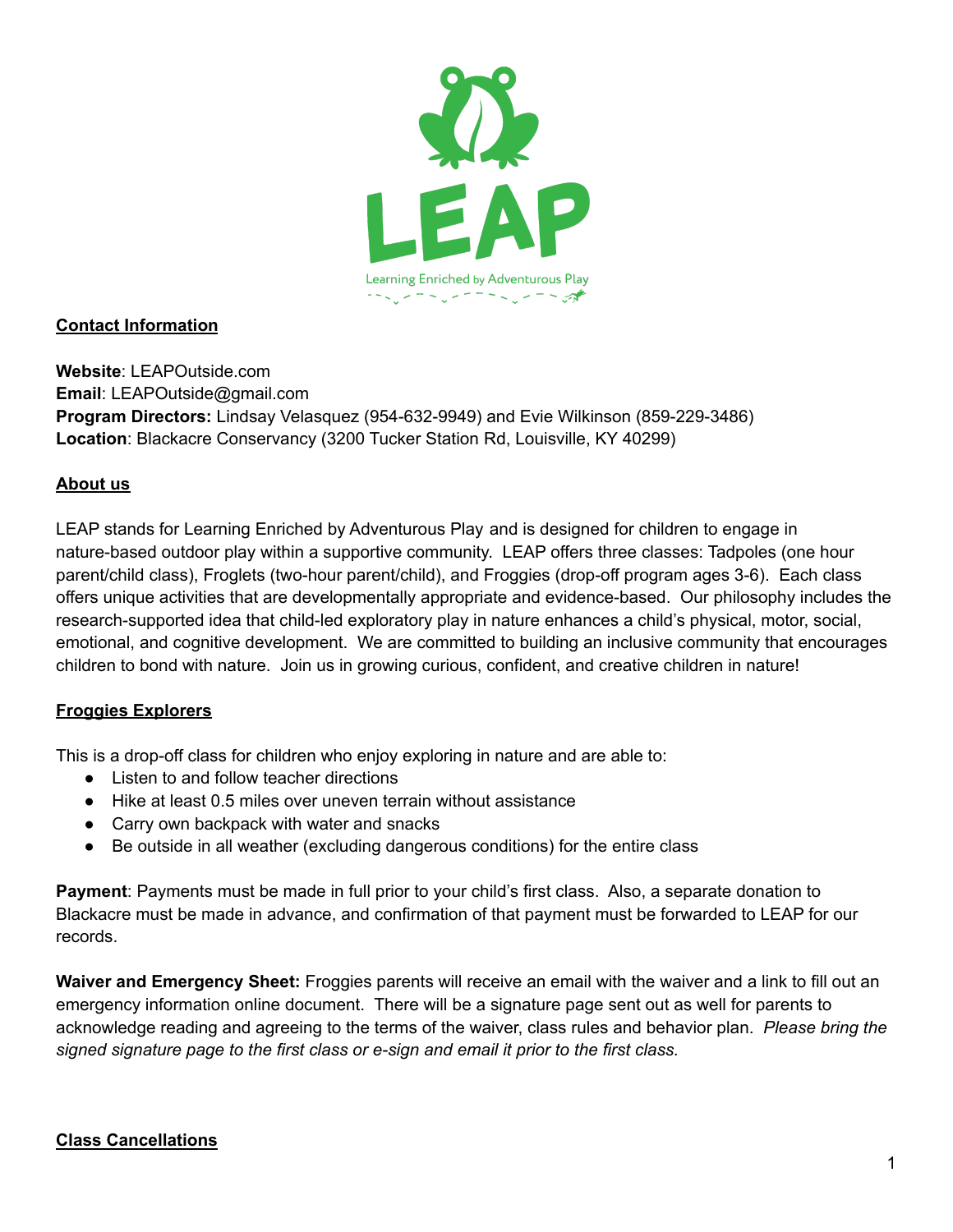LEAP

Learning Enriched by Adventurous Play

**Contact Information**

**Website**: LEAPOutside.com
**Email**: LEAPOutside@gmail.com
**Program Directors:** Lindsay Velasquez (954-632-9949) and Evie Wilkinson (859-229-3486)
**Location**: Blackacre Conservancy (3200 Tucker Station Rd, Louisville, KY 40299)

**About us**

LEAP stands for Learning Enriched by Adventurous Play and is designed for children to engage in nature-based outdoor play within a supportive community. LEAP offers three classes: Tadpoles (one hour parent/child class), Froglets (two-hour parent/child), and Froggies (drop-off program ages 3-6). Each class offers unique activities that are developmentally appropriate and evidence-based. Our philosophy includes the research-supported idea that child-led exploratory play in nature enhances a child's physical, motor, social, emotional, and cognitive development. We are committed to building an inclusive community that encourages children to bond with nature. Join us in growing curious, confident, and creative children in nature!

**Froggies Explorers**

This is a drop-off class for children who enjoy exploring in nature and are able to:

- Listen to and follow teacher directions
- Hike at least 0.5 miles over uneven terrain without assistance
- Carry own backpack with water and snacks
- Be outside in all weather (excluding dangerous conditions) for the entire class

**Payment**: Payments must be made in full prior to your child's first class. Also, a separate donation to Blackacre must be made in advance, and confirmation of that payment must be forwarded to LEAP for our records.

**Waiver and Emergency Sheet:** Froggies parents will receive an email with the waiver and a link to fill out an emergency information online document. There will be a signature page sent out as well for parents to acknowledge reading and agreeing to the terms of the waiver, class rules and behavior plan. *Please bring the signed signature page to the first class or e-sign and email it prior to the first class.*

**Class Cancellations**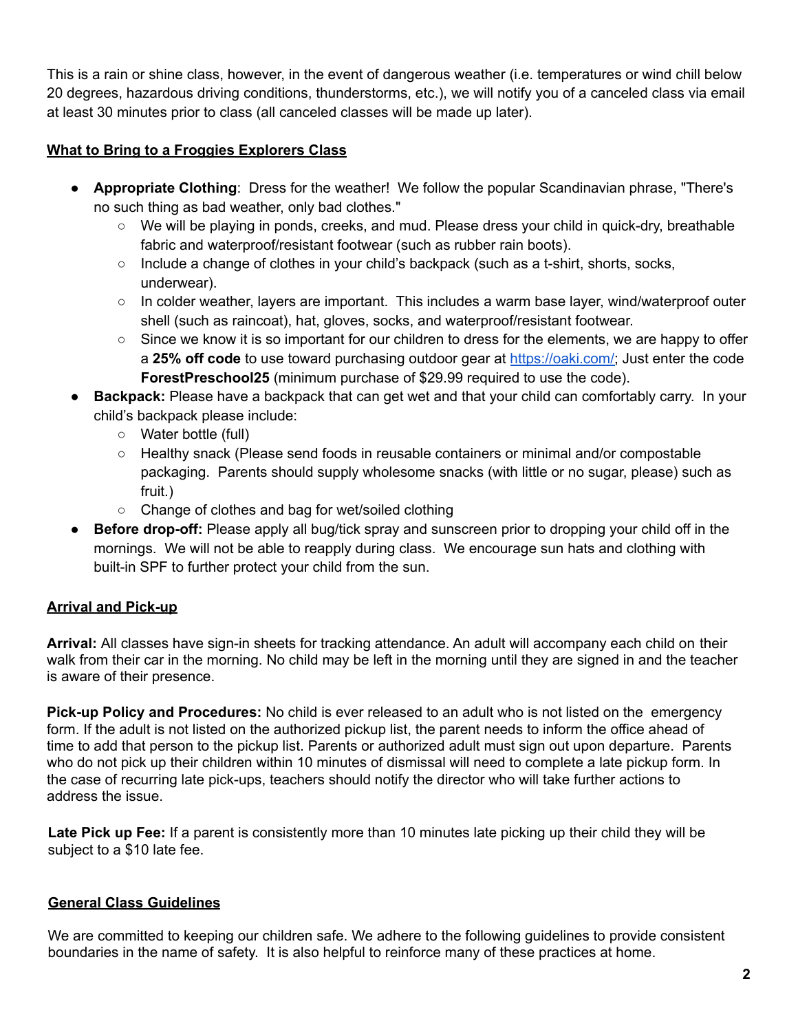This is a rain or shine class, however, in the event of dangerous weather (i.e. temperatures or wind chill below 20 degrees, hazardous driving conditions, thunderstorms, etc.), we will notify you of a canceled class via email at least 30 minutes prior to class (all canceled classes will be made up later).

## What to Bring to a Froggies Explorers Class

- **Appropriate Clothing**: Dress for the weather! We follow the popular Scandinavian phrase, "There's no such thing as bad weather, only bad clothes."
  - We will be playing in ponds, creeks, and mud. Please dress your child in quick-dry, breathable fabric and waterproof/resistant footwear (such as rubber rain boots).
  - Include a change of clothes in your child's backpack (such as a t-shirt, shorts, socks, underwear).
  - In colder weather, layers are important. This includes a warm base layer, wind/waterproof outer shell (such as raincoat), hat, gloves, socks, and waterproof/resistant footwear.
  - Since we know it is so important for our children to dress for the elements, we are happy to offer a **25% off code** to use toward purchasing outdoor gear at https://oaki.com/; Just enter the code **ForestPreschool25** (minimum purchase of $29.99 required to use the code).
- **Backpack:** Please have a backpack that can get wet and that your child can comfortably carry. In your child's backpack please include:
  - Water bottle (full)
  - Healthy snack (Please send foods in reusable containers or minimal and/or compostable packaging. Parents should supply wholesome snacks (with little or no sugar, please) such as fruit.)
  - Change of clothes and bag for wet/soiled clothing
- **Before drop-off:** Please apply all bug/tick spray and sunscreen prior to dropping your child off in the mornings. We will not be able to reapply during class. We encourage sun hats and clothing with built-in SPF to further protect your child from the sun.

## Arrival and Pick-up

**Arrival:** All classes have sign-in sheets for tracking attendance. An adult will accompany each child on their walk from their car in the morning. No child may be left in the morning until they are signed in and the teacher is aware of their presence.

**Pick-up Policy and Procedures:** No child is ever released to an adult who is not listed on the emergency form. If the adult is not listed on the authorized pickup list, the parent needs to inform the office ahead of time to add that person to the pickup list. Parents or authorized adult must sign out upon departure. Parents who do not pick up their children within 10 minutes of dismissal will need to complete a late pickup form. In the case of recurring late pick-ups, teachers should notify the director who will take further actions to address the issue.

**Late Pick up Fee:** If a parent is consistently more than 10 minutes late picking up their child they will be subject to a $10 late fee.

## General Class Guidelines

We are committed to keeping our children safe. We adhere to the following guidelines to provide consistent boundaries in the name of safety. It is also helpful to reinforce many of these practices at home.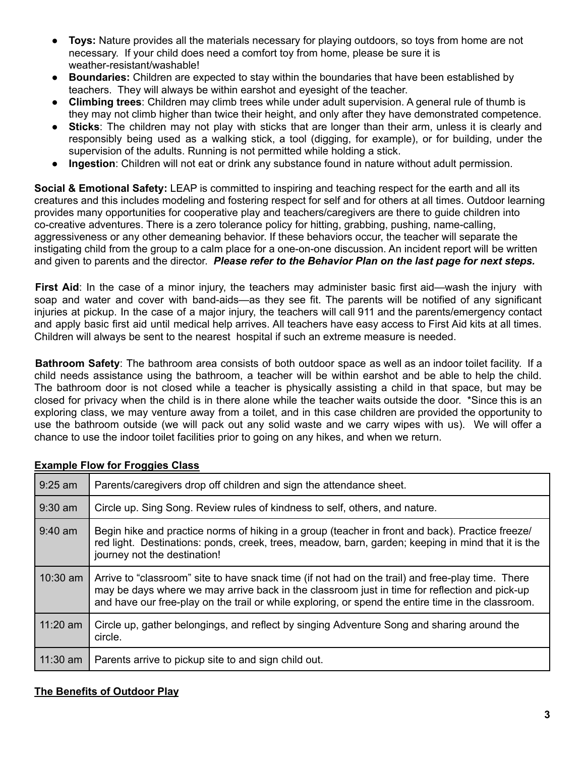- **Toys:** Nature provides all the materials necessary for playing outdoors, so toys from home are not necessary. If your child does need a comfort toy from home, please be sure it is weather-resistant/washable!
- **Boundaries:** Children are expected to stay within the boundaries that have been established by teachers. They will always be within earshot and eyesight of the teacher.
- **Climbing trees**: Children may climb trees while under adult supervision. A general rule of thumb is they may not climb higher than twice their height, and only after they have demonstrated competence.
- **Sticks**: The children may not play with sticks that are longer than their arm, unless it is clearly and responsibly being used as a walking stick, a tool (digging, for example), or for building, under the supervision of the adults. Running is not permitted while holding a stick.
- **Ingestion**: Children will not eat or drink any substance found in nature without adult permission.

**Social & Emotional Safety:** LEAP is committed to inspiring and teaching respect for the earth and all its creatures and this includes modeling and fostering respect for self and for others at all times. Outdoor learning provides many opportunities for cooperative play and teachers/caregivers are there to guide children into co-creative adventures. There is a zero tolerance policy for hitting, grabbing, pushing, name-calling, aggressiveness or any other demeaning behavior. If these behaviors occur, the teacher will separate the instigating child from the group to a calm place for a one-on-one discussion. An incident report will be written and given to parents and the director. ***Please refer to the Behavior Plan on the last page for next steps.***

**First Aid**: In the case of a minor injury, the teachers may administer basic first aid—wash the injury with soap and water and cover with band-aids—as they see fit. The parents will be notified of any significant injuries at pickup. In the case of a major injury, the teachers will call 911 and the parents/emergency contact and apply basic first aid until medical help arrives. All teachers have easy access to First Aid kits at all times. Children will always be sent to the nearest hospital if such an extreme measure is needed.

**Bathroom Safety**: The bathroom area consists of both outdoor space as well as an indoor toilet facility. If a child needs assistance using the bathroom, a teacher will be within earshot and be able to help the child. The bathroom door is not closed while a teacher is physically assisting a child in that space, but may be closed for privacy when the child is in there alone while the teacher waits outside the door. *Since this is an exploring class, we may venture away from a toilet, and in this case children are provided the opportunity to use the bathroom outside (we will pack out any solid waste and we carry wipes with us). We will offer a chance to use the indoor toilet facilities prior to going on any hikes, and when we return.

**Example Flow for Froggies Class**

| | |
|---|---|
| 9:25 am | Parents/caregivers drop off children and sign the attendance sheet. |
| 9:30 am | Circle up. Sing Song. Review rules of kindness to self, others, and nature. |
| 9:40 am | Begin hike and practice norms of hiking in a group (teacher in front and back). Practice freeze/ red light. Destinations: ponds, creek, trees, meadow, barn, garden; keeping in mind that it is the journey not the destination! |
| 10:30 am | Arrive to "classroom" site to have snack time (if not had on the trail) and free-play time. There may be days where we may arrive back in the classroom just in time for reflection and pick-up and have our free-play on the trail or while exploring, or spend the entire time in the classroom. |
| 11:20 am | Circle up, gather belongings, and reflect by singing Adventure Song and sharing around the circle. |
| 11:30 am | Parents arrive to pickup site to and sign child out. |

**The Benefits of Outdoor Play**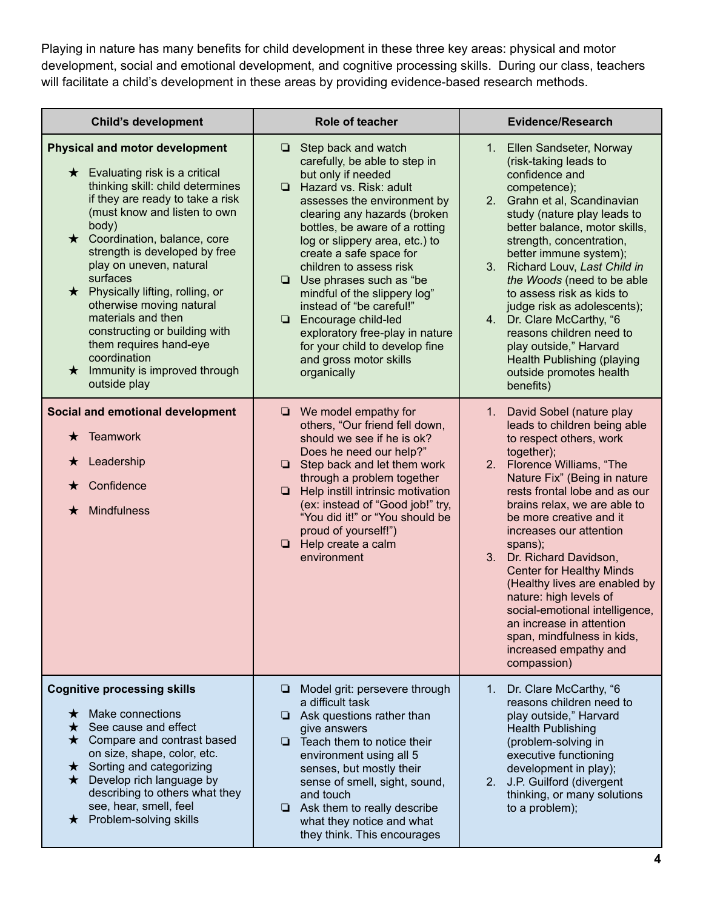Playing in nature has many benefits for child development in these three key areas: physical and motor development, social and emotional development, and cognitive processing skills. During our class, teachers will facilitate a child's development in these areas by providing evidence-based research methods.

| Child's development | Role of teacher | Evidence/Research |
|---|---|---|
| **Physical and motor development**<br><br>★ Evaluating risk is a critical thinking skill: child determines if they are ready to take a risk (must know and listen to own body)<br>★ Coordination, balance, core strength is developed by free play on uneven, natural surfaces<br>★ Physically lifting, rolling, or otherwise moving natural materials and then constructing or building with them requires hand-eye coordination<br>★ Immunity is improved through outside play | ❏ Step back and watch carefully, be able to step in but only if needed<br>❏ Hazard vs. Risk: adult assesses the environment by clearing any hazards (broken bottles, be aware of a rotting log or slippery area, etc.) to create a safe space for children to assess risk<br>❏ Use phrases such as "be mindful of the slippery log" instead of "be careful!"<br>❏ Encourage child-led exploratory free-play in nature for your child to develop fine and gross motor skills organically | 1. Ellen Sandseter, Norway (risk-taking leads to confidence and competence);<br>2. Grahn et al, Scandinavian study (nature play leads to better balance, motor skills, strength, concentration, better immune system);<br>3. Richard Louv, *Last Child in the Woods* (need to be able to assess risk as kids to judge risk as adolescents);<br>4. Dr. Clare McCarthy, "6 reasons children need to play outside," Harvard Health Publishing (playing outside promotes health benefits) |
| **Social and emotional development**<br><br>★ Teamwork<br>★ Leadership<br>★ Confidence<br>★ Mindfulness | ❏ We model empathy for others, "Our friend fell down, should we see if he is ok? Does he need our help?"<br>❏ Step back and let them work through a problem together<br>❏ Help instill intrinsic motivation (ex: instead of "Good job!" try, "You did it!" or "You should be proud of yourself!")<br>❏ Help create a calm environment | 1. David Sobel (nature play leads to children being able to respect others, work together);<br>2. Florence Williams, "The Nature Fix" (Being in nature rests frontal lobe and as our brains relax, we are able to be more creative and it increases our attention spans);<br>3. Dr. Richard Davidson, Center for Healthy Minds (Healthy lives are enabled by nature: high levels of social-emotional intelligence, an increase in attention span, mindfulness in kids, increased empathy and compassion) |
| **Cognitive processing skills**<br><br>★ Make connections<br>★ See cause and effect<br>★ Compare and contrast based on size, shape, color, etc.<br>★ Sorting and categorizing<br>★ Develop rich language by describing to others what they see, hear, smell, feel<br>★ Problem-solving skills | ❏ Model grit: persevere through a difficult task<br>❏ Ask questions rather than give answers<br>❏ Teach them to notice their environment using all 5 senses, but mostly their sense of smell, sight, sound, and touch<br>❏ Ask them to really describe what they notice and what they think. This encourages | 1. Dr. Clare McCarthy, "6 reasons children need to play outside," Harvard Health Publishing (problem-solving in executive functioning development in play);<br>2. J.P. Guilford (divergent thinking, or many solutions to a problem); |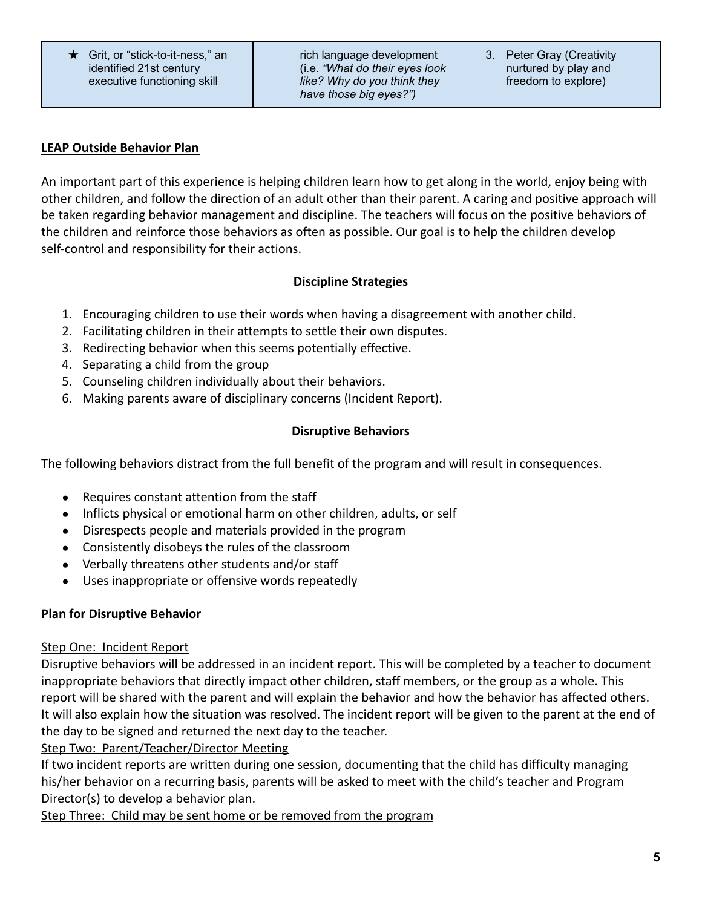| ★ Grit, or "stick-to-it-ness," an identified 21st century executive functioning skill | rich language development (i.e. *"What do their eyes look like? Why do you think they have those big eyes?")* | 3. Peter Gray (Creativity nurtured by play and freedom to explore) |
|---|---|---|

**<u>LEAP Outside Behavior Plan</u>**

An important part of this experience is helping children learn how to get along in the world, enjoy being with other children, and follow the direction of an adult other than their parent. A caring and positive approach will be taken regarding behavior management and discipline. The teachers will focus on the positive behaviors of the children and reinforce those behaviors as often as possible. Our goal is to help the children develop self-control and responsibility for their actions.

**Discipline Strategies**

1. Encouraging children to use their words when having a disagreement with another child.
2. Facilitating children in their attempts to settle their own disputes.
3. Redirecting behavior when this seems potentially effective.
4. Separating a child from the group
5. Counseling children individually about their behaviors.
6. Making parents aware of disciplinary concerns (Incident Report).

**Disruptive Behaviors**

The following behaviors distract from the full benefit of the program and will result in consequences.

- Requires constant attention from the staff
- Inflicts physical or emotional harm on other children, adults, or self
- Disrespects people and materials provided in the program
- Consistently disobeys the rules of the classroom
- Verbally threatens other students and/or staff
- Uses inappropriate or offensive words repeatedly

**Plan for Disruptive Behavior**

<u>Step One: Incident Report</u>
Disruptive behaviors will be addressed in an incident report. This will be completed by a teacher to document inappropriate behaviors that directly impact other children, staff members, or the group as a whole. This report will be shared with the parent and will explain the behavior and how the behavior has affected others. It will also explain how the situation was resolved. The incident report will be given to the parent at the end of the day to be signed and returned the next day to the teacher.

<u>Step Two: Parent/Teacher/Director Meeting</u>
If two incident reports are written during one session, documenting that the child has difficulty managing his/her behavior on a recurring basis, parents will be asked to meet with the child's teacher and Program Director(s) to develop a behavior plan.

<u>Step Three: Child may be sent home or be removed from the program</u>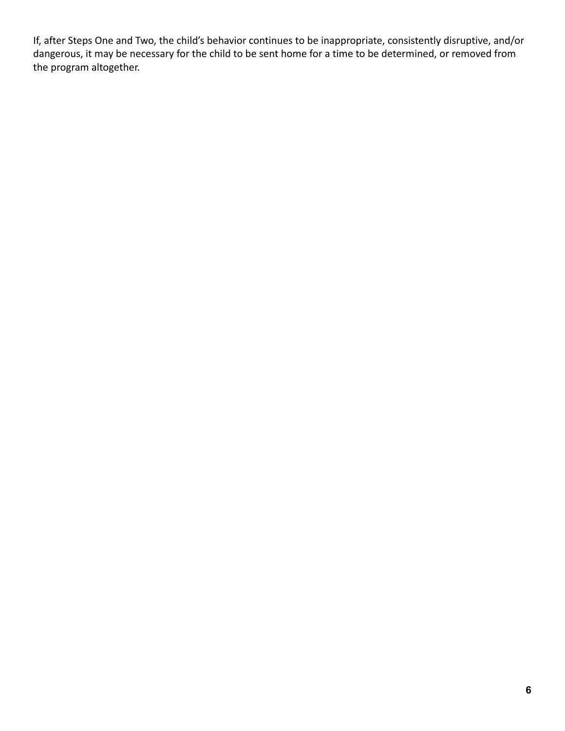If, after Steps One and Two, the child's behavior continues to be inappropriate, consistently disruptive, and/or dangerous, it may be necessary for the child to be sent home for a time to be determined, or removed from the program altogether.